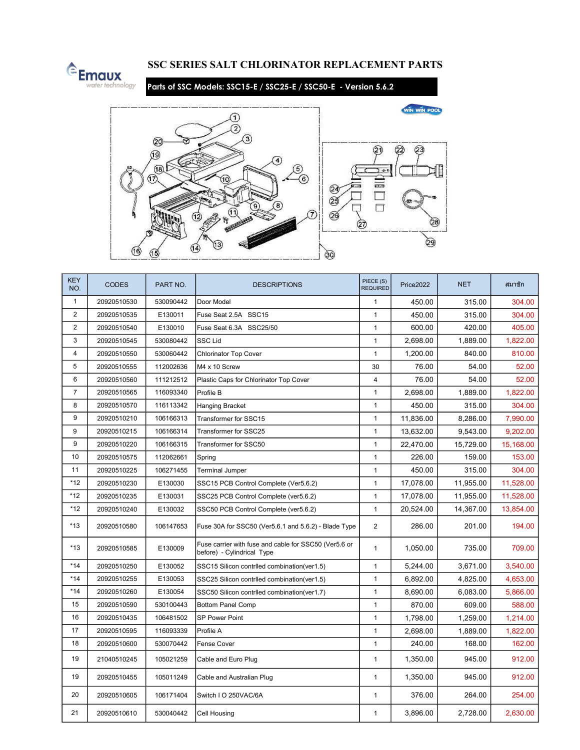# SSC SERIES SALT CHLORINATOR REPLACEMENT PARTS

**Parts of SSC Models: SSC15-E / SSC25-E / SSC50-E - Version 5.6.2**

| KEY NO. | CODES | PART NO. | DESCRIPTIONS | PIECE (S) REQUIRED | Price2022 | NET | สมาชิก |
|---|---|---|---|---|---|---|---|
| 1 | 20920510530 | 530090442 | Door Model | 1 | 450.00 | 315.00 | 304.00 |
| 2 | 20920510535 | E130011 | Fuse Seat 2.5A SSC15 | 1 | 450.00 | 315.00 | 304.00 |
| 2 | 20920510540 | E130010 | Fuse Seat 6.3A SSC25/50 | 1 | 600.00 | 420.00 | 405.00 |
| 3 | 20920510545 | 530080442 | SSC Lid | 1 | 2,698.00 | 1,889.00 | 1,822.00 |
| 4 | 20920510550 | 530060442 | Chlorinator Top Cover | 1 | 1,200.00 | 840.00 | 810.00 |
| 5 | 20920510555 | 112002636 | M4 x 10 Screw | 30 | 76.00 | 54.00 | 52.00 |
| 6 | 20920510560 | 111212512 | Plastic Caps for Chlorinator Top Cover | 4 | 76.00 | 54.00 | 52.00 |
| 7 | 20920510565 | 116093340 | Profile B | 1 | 2,698.00 | 1,889.00 | 1,822.00 |
| 8 | 20920510570 | 116113342 | Hanging Bracket | 1 | 450.00 | 315.00 | 304.00 |
| 9 | 20920510210 | 106166313 | Transformer for SSC15 | 1 | 11,836.00 | 8,286.00 | 7,990.00 |
| 9 | 20920510215 | 106166314 | Transformer for SSC25 | 1 | 13,632.00 | 9,543.00 | 9,202.00 |
| 9 | 20920510220 | 106166315 | Transformer for SSC50 | 1 | 22,470.00 | 15,729.00 | 15,168.00 |
| 10 | 20920510575 | 112062661 | Spring | 1 | 226.00 | 159.00 | 153.00 |
| 11 | 20920510225 | 106271455 | Terminal Jumper | 1 | 450.00 | 315.00 | 304.00 |
| *12 | 20920510230 | E130030 | SSC15 PCB Control Complete (Ver5.6.2) | 1 | 17,078.00 | 11,955.00 | 11,528.00 |
| *12 | 20920510235 | E130031 | SSC25 PCB Control Complete (ver5.6.2) | 1 | 17,078.00 | 11,955.00 | 11,528.00 |
| *12 | 20920510240 | E130032 | SSC50 PCB Control Complete (ver5.6.2) | 1 | 20,524.00 | 14,367.00 | 13,854.00 |
| *13 | 20920510580 | 106147653 | Fuse 30A for SSC50 (Ver5.6.1 and 5.6.2) - Blade Type | 2 | 286.00 | 201.00 | 194.00 |
| *13 | 20920510585 | E130009 | Fuse carrier with fuse and cable for SSC50 (Ver5.6 or before) - Cylindrical Type | 1 | 1,050.00 | 735.00 | 709.00 |
| *14 | 20920510250 | E130052 | SSC15 Silicon contrlled combination(ver1.5) | 1 | 5,244.00 | 3,671.00 | 3,540.00 |
| *14 | 20920510255 | E130053 | SSC25 Silicon contrlled combination(ver1.5) | 1 | 6,892.00 | 4,825.00 | 4,653.00 |
| *14 | 20920510260 | E130054 | SSC50 Silicon contrlled combination(ver1.7) | 1 | 8,690.00 | 6,083.00 | 5,866.00 |
| 15 | 20920510590 | 530100443 | Bottom Panel Comp | 1 | 870.00 | 609.00 | 588.00 |
| 16 | 20920510435 | 106481502 | SP Power Point | 1 | 1,798.00 | 1,259.00 | 1,214.00 |
| 17 | 20920510595 | 116093339 | Profile A | 1 | 2,698.00 | 1,889.00 | 1,822.00 |
| 18 | 20920510600 | 530070442 | Fense Cover | 1 | 240.00 | 168.00 | 162.00 |
| 19 | 21040510245 | 105021259 | Cable and Euro Plug | 1 | 1,350.00 | 945.00 | 912.00 |
| 19 | 20920510455 | 105011249 | Cable and Australian Plug | 1 | 1,350.00 | 945.00 | 912.00 |
| 20 | 20920510605 | 106171404 | Switch I O 250VAC/6A | 1 | 376.00 | 264.00 | 254.00 |
| 21 | 20920510610 | 530040442 | Cell Housing | 1 | 3,896.00 | 2,728.00 | 2,630.00 |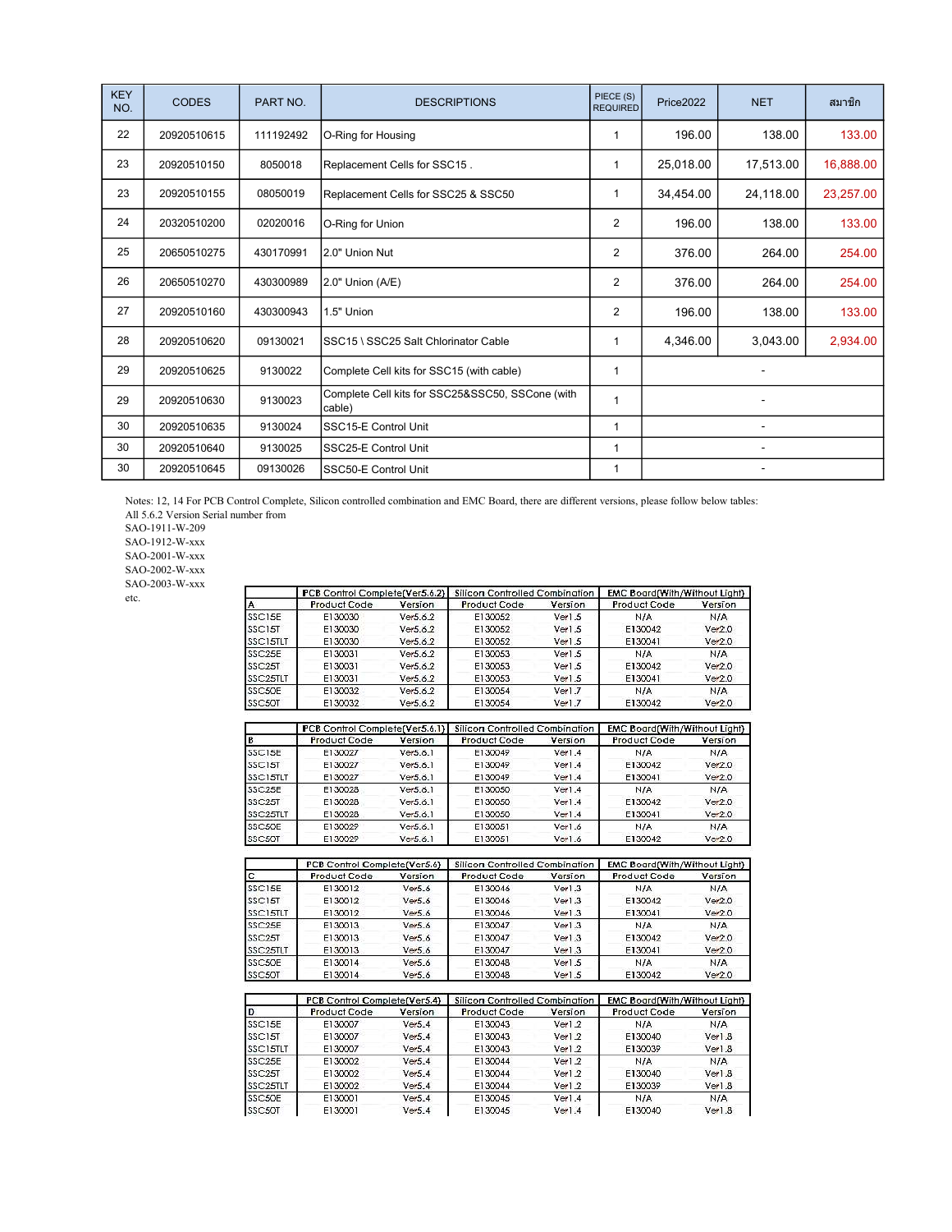| KEY NO. | CODES | PART NO. | DESCRIPTIONS | PIECE (S) REQUIRED | Price2022 | NET | สมาชิก |
|---|---|---|---|---|---|---|---|
| 22 | 20920510615 | 111192492 | O-Ring for Housing | 1 | 196.00 | 138.00 | 133.00 |
| 23 | 20920510150 | 8050018 | Replacement Cells for SSC15 . | 1 | 25,018.00 | 17,513.00 | 16,888.00 |
| 23 | 20920510155 | 08050019 | Replacement Cells for SSC25 & SSC50 | 1 | 34,454.00 | 24,118.00 | 23,257.00 |
| 24 | 20320510200 | 02020016 | O-Ring for Union | 2 | 196.00 | 138.00 | 133.00 |
| 25 | 20650510275 | 430170991 | 2.0" Union Nut | 2 | 376.00 | 264.00 | 254.00 |
| 26 | 20650510270 | 430300989 | 2.0" Union (A/E) | 2 | 376.00 | 264.00 | 254.00 |
| 27 | 20920510160 | 430300943 | 1.5" Union | 2 | 196.00 | 138.00 | 133.00 |
| 28 | 20920510620 | 09130021 | SSC15 \ SSC25 Salt Chlorinator Cable | 1 | 4,346.00 | 3,043.00 | 2,934.00 |
| 29 | 20920510625 | 9130022 | Complete Cell kits for SSC15 (with cable) | 1 | | - | |
| 29 | 20920510630 | 9130023 | Complete Cell kits for SSC25&SSC50, SSCone (with cable) | 1 | | - | |
| 30 | 20920510635 | 9130024 | SSC15-E Control Unit | 1 | | - | |
| 30 | 20920510640 | 9130025 | SSC25-E Control Unit | 1 | | - | |
| 30 | 20920510645 | 09130026 | SSC50-E Control Unit | 1 | | - | |

Notes: 12, 14 For PCB Control Complete, Silicon controlled combination and EMC Board, there are different versions, please follow below tables:
All 5.6.2 Version Serial number from
SAO-1911-W-209
SAO-1912-W-xxx
SAO-2001-W-xxx
SAO-2002-W-xxx
SAO-2003-W-xxx
etc.

| | PCB Control Complete(Ver5.6.2) | | Silicon Controlled Combination | | EMC Board(With/Without Light) | |
|---|---|---|---|---|---|---|
| A | Product Code | Version | Product Code | Version | Product Code | Version |
| SSC15E | E130030 | Ver5.6.2 | E130052 | Ver1.5 | N/A | N/A |
| SSC15T | E130030 | Ver5.6.2 | E130052 | Ver1.5 | E130042 | Ver2.0 |
| SSC15TLT | E130030 | Ver5.6.2 | E130052 | Ver1.5 | E130041 | Ver2.0 |
| SSC25E | E130031 | Ver5.6.2 | E130053 | Ver1.5 | N/A | N/A |
| SSC25T | E130031 | Ver5.6.2 | E130053 | Ver1.5 | E130042 | Ver2.0 |
| SSC25TLT | E130031 | Ver5.6.2 | E130053 | Ver1.5 | E130041 | Ver2.0 |
| SSC50E | E130032 | Ver5.6.2 | E130054 | Ver1.7 | N/A | N/A |
| SSC50T | E130032 | Ver5.6.2 | E130054 | Ver1.7 | E130042 | Ver2.0 |

| | PCB Control Complete(Ver5.6.1) | | Silicon Controlled Combination | | EMC Board(With/Without Light) | |
|---|---|---|---|---|---|---|
| B | Product Code | Version | Product Code | Version | Product Code | Version |
| SSC15E | E130027 | Ver5.6.1 | E130049 | Ver1.4 | N/A | N/A |
| SSC15T | E130027 | Ver5.6.1 | E130049 | Ver1.4 | E130042 | Ver2.0 |
| SSC15TLT | E130027 | Ver5.6.1 | E130049 | Ver1.4 | E130041 | Ver2.0 |
| SSC25E | E130028 | Ver5.6.1 | E130050 | Ver1.4 | N/A | N/A |
| SSC25T | E130028 | Ver5.6.1 | E130050 | Ver1.4 | E130042 | Ver2.0 |
| SSC25TLT | E130028 | Ver5.6.1 | E130050 | Ver1.4 | E130041 | Ver2.0 |
| SSC50E | E130029 | Ver5.6.1 | E130051 | Ver1.6 | N/A | N/A |
| SSC50T | E130029 | Ver5.6.1 | E130051 | Ver1.6 | E130042 | Ver2.0 |

| | PCB Control Complete(Ver5.6) | | Silicon Controlled Combination | | EMC Board(With/Without Light) | |
|---|---|---|---|---|---|---|
| C | Product Code | Version | Product Code | Version | Product Code | Version |
| SSC15E | E130012 | Ver5.6 | E130046 | Ver1.3 | N/A | N/A |
| SSC15T | E130012 | Ver5.6 | E130046 | Ver1.3 | E130042 | Ver2.0 |
| SSC15TLT | E130012 | Ver5.6 | E130046 | Ver1.3 | E130041 | Ver2.0 |
| SSC25E | E130013 | Ver5.6 | E130047 | Ver1.3 | N/A | N/A |
| SSC25T | E130013 | Ver5.6 | E130047 | Ver1.3 | E130042 | Ver2.0 |
| SSC25TLT | E130013 | Ver5.6 | E130047 | Ver1.3 | E130041 | Ver2.0 |
| SSC50E | E130014 | Ver5.6 | E130048 | Ver1.5 | N/A | N/A |
| SSC50T | E130014 | Ver5.6 | E130048 | Ver1.5 | E130042 | Ver2.0 |

| | PCB Control Complete(Ver5.4) | | Silicon Controlled Combination | | EMC Board(With/Without Light) | |
|---|---|---|---|---|---|---|
| D | Product Code | Version | Product Code | Version | Product Code | Version |
| SSC15E | E130007 | Ver5.4 | E130043 | Ver1.2 | N/A | N/A |
| SSC15T | E130007 | Ver5.4 | E130043 | Ver1.2 | E130040 | Ver1.8 |
| SSC15TLT | E130007 | Ver5.4 | E130043 | Ver1.2 | E130039 | Ver1.8 |
| SSC25E | E130002 | Ver5.4 | E130044 | Ver1.2 | N/A | N/A |
| SSC25T | E130002 | Ver5.4 | E130044 | Ver1.2 | E130040 | Ver1.8 |
| SSC25TLT | E130002 | Ver5.4 | E130044 | Ver1.2 | E130039 | Ver1.8 |
| SSC50E | E130001 | Ver5.4 | E130045 | Ver1.4 | N/A | N/A |
| SSC50T | E130001 | Ver5.4 | E130045 | Ver1.4 | E130040 | Ver1.8 |